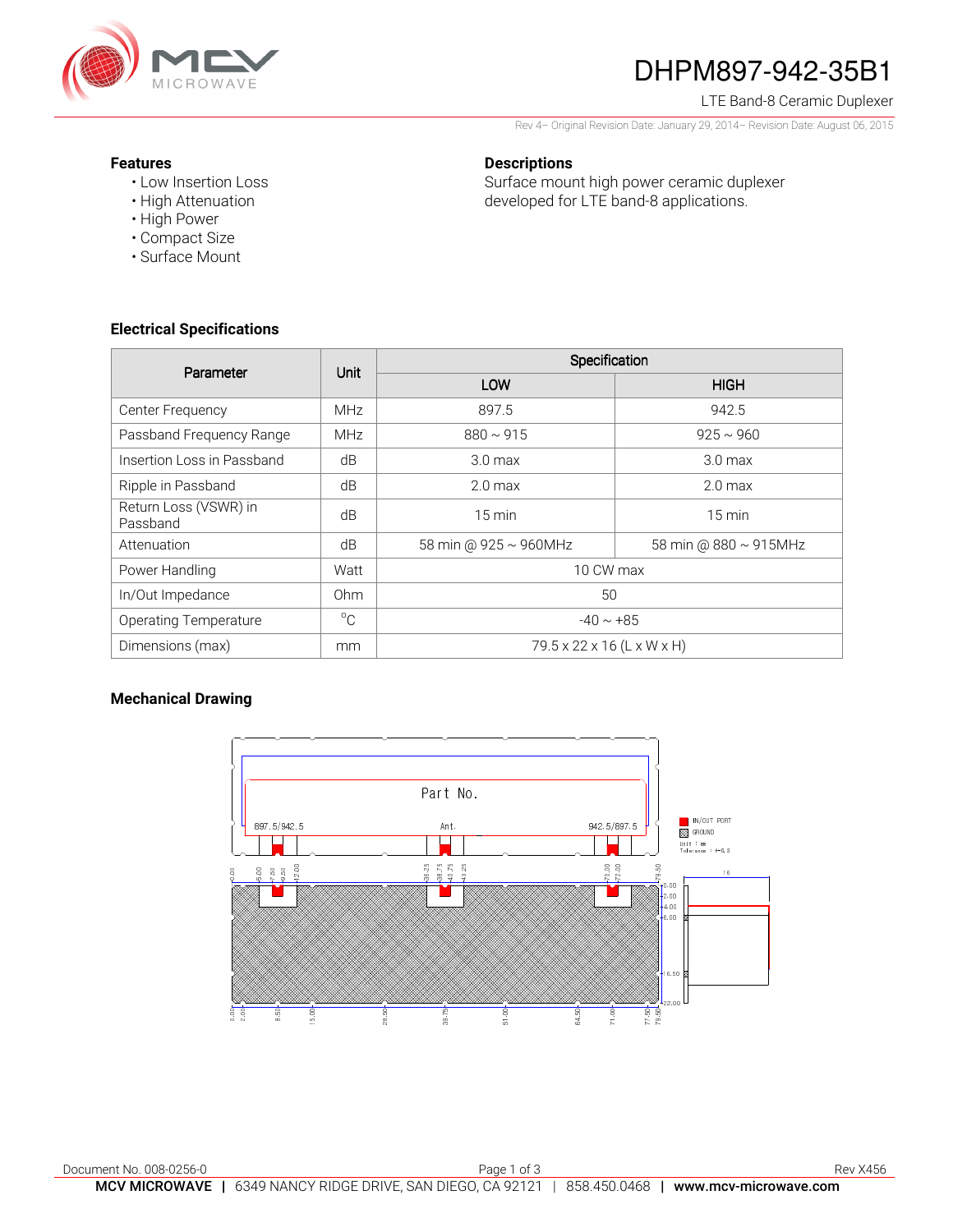# DHPM897-942-35B1

LTE Band-8 Ceramic Duplexer

Rev 4– Original Revision Date: January 29, 2014– Revision Date: August 06, 2015

### Features

- Low Insertion Loss
- High Attenuation
- High Power
- Compact Size
- Surface Mount

### Descriptions

Surface mount high power ceramic duplexer developed for LTE band-8 applications.

### Electrical Specifications

| Parameter | Unit | Specification | |
|---|---|---|---|
| | | LOW | HIGH |
| Center Frequency | MHz | 897.5 | 942.5 |
| Passband Frequency Range | MHz | 880 ~ 915 | 925 ~ 960 |
| Insertion Loss in Passband | dB | 3.0 max | 3.0 max |
| Ripple in Passband | dB | 2.0 max | 2.0 max |
| Return Loss (VSWR) in Passband | dB | 15 min | 15 min |
| Attenuation | dB | 58 min @ 925 ~ 960MHz | 58 min @ 880 ~ 915MHz |
| Power Handling | Watt | 10 CW max | |
| In/Out Impedance | Ohm | 50 | |
| Operating Temperature | $^{o}C$ | -40 ~ +85 | |
| Dimensions (max) | mm | 79.5 x 22 x 16 (L x W x H) | |

### Mechanical Drawing

Document No. 008-0256-0

Rev X456

**MCV MICROWAVE** | 6349 NANCY RIDGE DRIVE, SAN DIEGO, CA 92121 | 858.450.0468 | **www.mcv-microwave.com**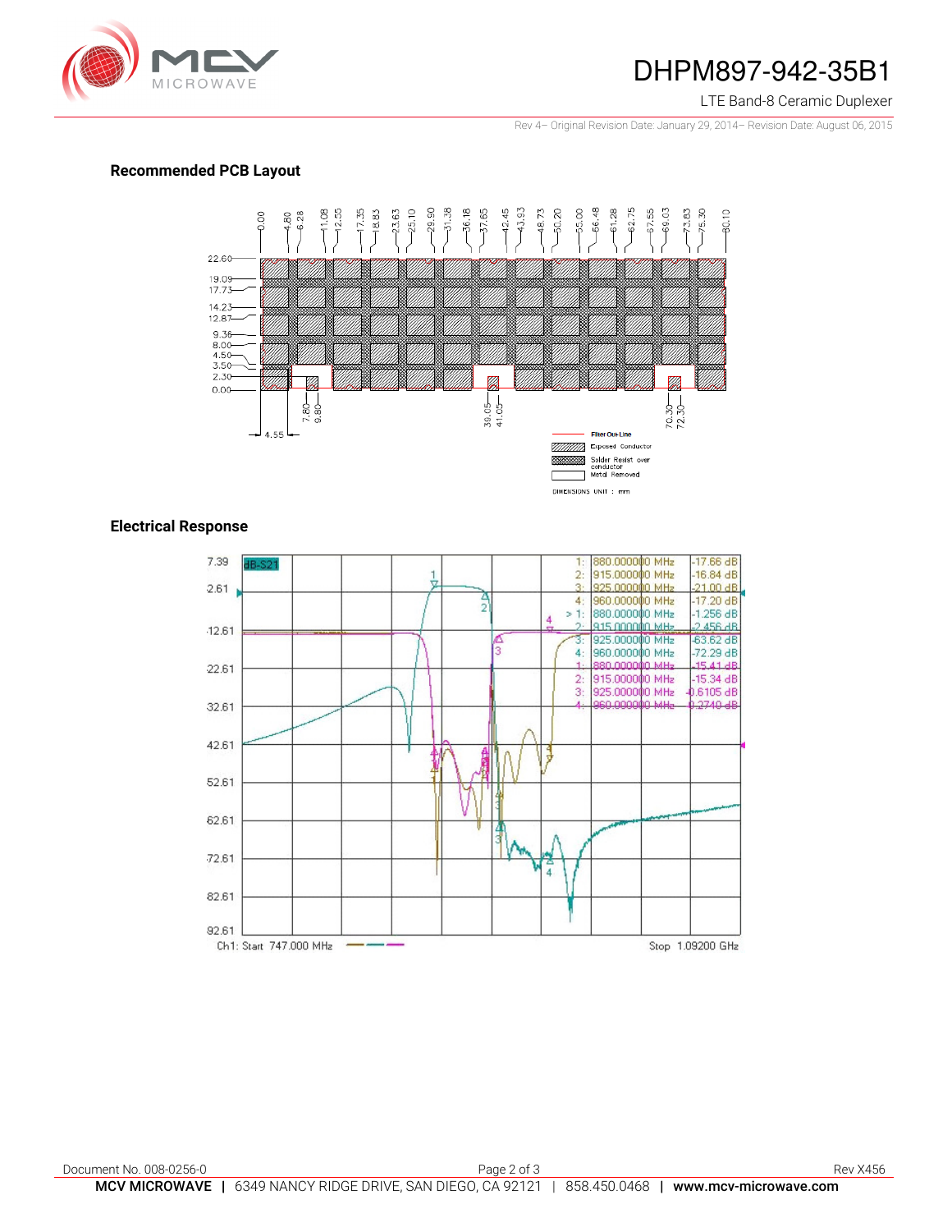## Recommended PCB Layout

## Electrical Response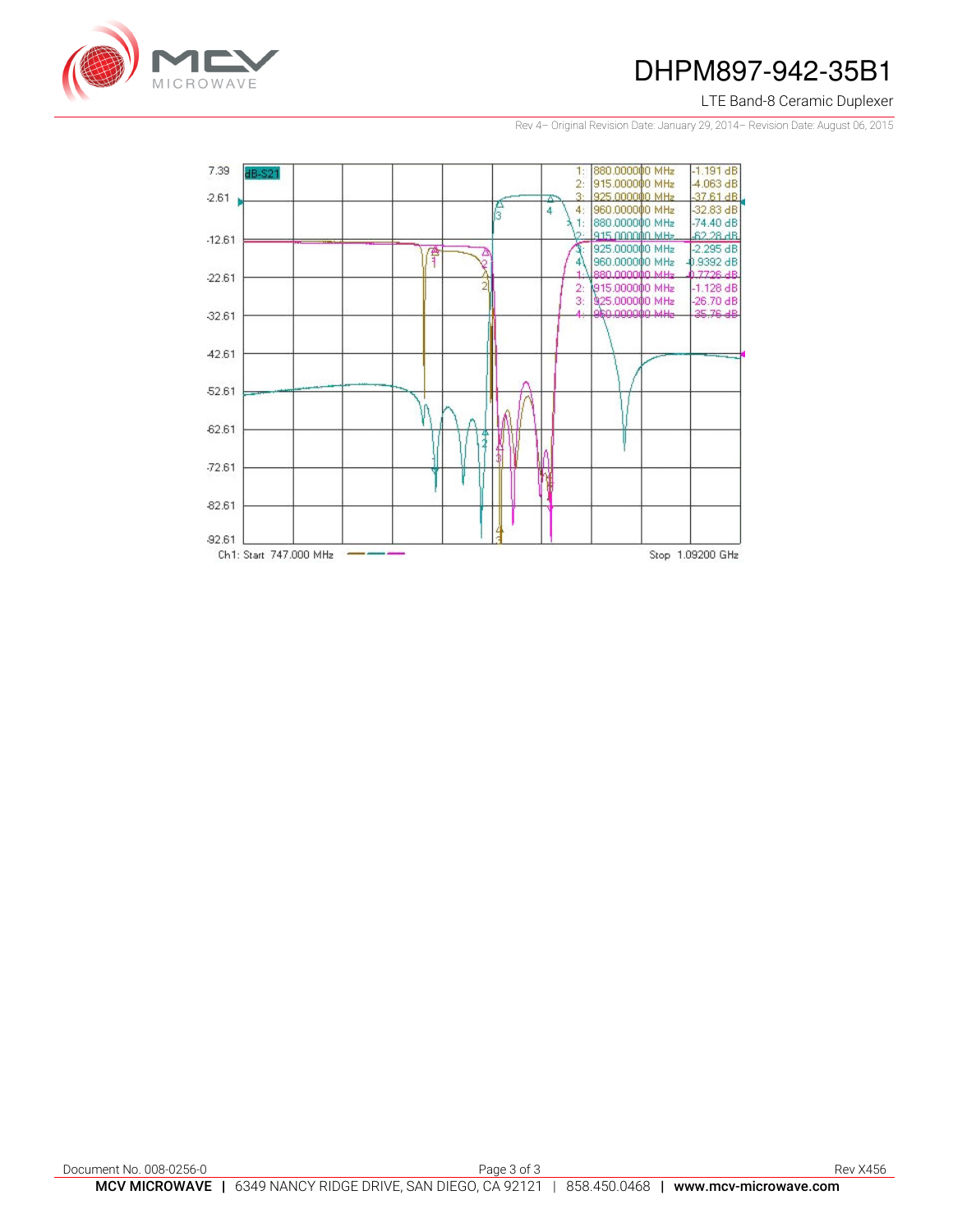# DHPM897-942-35B1

LTE Band-8 Ceramic Duplexer

Rev 4– Original Revision Date: January 29, 2014– Revision Date: August 06, 2015

7.39
-2.61
-12.61
-22.61
-32.61
-42.61
-52.61
-62.61
-72.61
-82.61
-92.61

dB-S21

1: 880.000000 MHz -1.191 dB
2: 915.000000 MHz -4.063 dB
3: 925.000000 MHz -37.61 dB
4: 960.000000 MHz -32.83 dB
1: 880.000000 MHz -74.40 dB
2: 915.000000 MHz -62.28 dB
3: 925.000000 MHz -2.295 dB
4: 960.000000 MHz -0.9392 dB
1: 880.000000 MHz -0.7726 dB
2: 915.000000 MHz -1.128 dB
3: 925.000000 MHz -26.70 dB
4: 960.000000 MHz -35.76 dB

Ch1: Start 747.000 MHz
Stop 1.09200 GHz